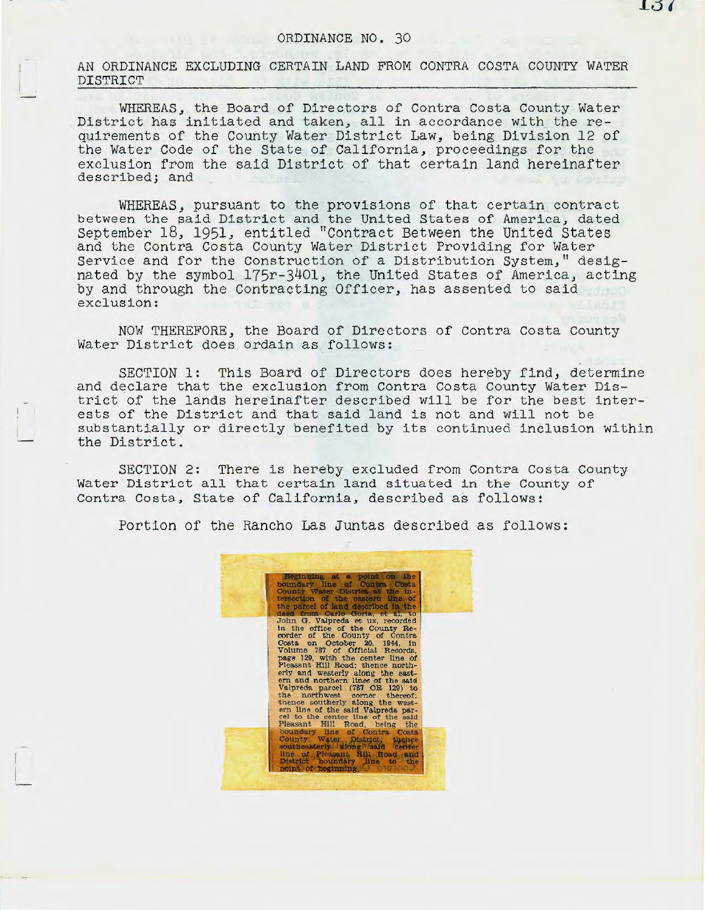ORDINANCE NO. 30

AN ORDINANCE EXCLUDING CERTAIN LAND FROM CONTRA COSTA COUNTY WATER DISTRICT

WHEREAS, the Board of Directors of Contra Costa County Water District has initiated and taken, all in accordance with the requirements of the County Water District Law, being Division 12 of the Water Code of the State of California, proceedings for the exclusion from the said District of that certain land hereinafter described; and

WHEREAS, pursuant to the provisions of that certain contract between the said District and the United States of America, dated September 18, 1951, entitled "Contract Between the United States and the Contra Costa County Water District Providing for Water Service and for the Construction of a Distribution System," designated by the symbol 175r-3401, the United States of America, acting by and through the Contracting Officer, has assented to said exclusion:

NOW THEREFORE, the Board of Directors of Contra Costa County Water District does ordain as follows:

SECTION 1: This Board of Directors does hereby find, determine and declare that the exclusion from Contra Costa County Water District of the lands hereinafter described will be for the best interests of the District and that said land is not and will not be substantially or directly benefited by its continued inclusion within the District.

SECTION 2: There is hereby excluded from Contra Costa County Water District all that certain land situated in the County of Contra Costa, State of California, described as follows:

Portion of the Rancho Las Juntas described as follows:

Beginning at a point on the boundary line of Contra Costa County Water District at the intersection of the eastern line of the parcel of land described in the deed from Carlo Goria, et al, to John G. Valpreda et ux, recorded in the office of the County Recorder of the County of Contra Costa on October 20, 1944, in Volume 787 of Official Records, page 129, with the center line of Pleasant Hill Road; thence northerly and westerly along the eastern and northern lines of the said Valpreda parcel (787 OR 129) to the northwest corner thereof; thence southerly along the western line of the said Valpreda parcel to the center line of the said Pleasant Hill Road, being the boundary line of Contra Costa County Water District; thence southeasterly along said center line of Pleasant Hill Road and District boundary line to the point of beginning.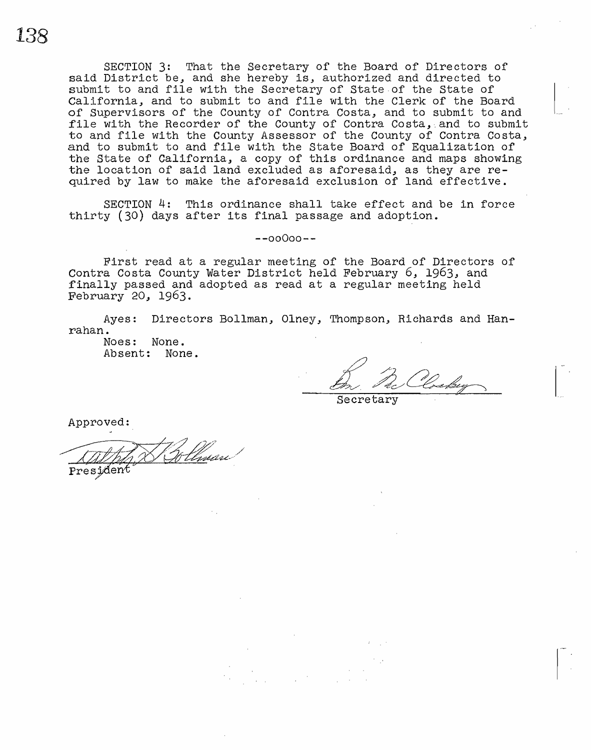SECTION 3: That the Secretary of the Board of Directors of said District be, and she hereby is, authorized and directed to submit to and file with the Secretary of State of the State of California, and to submit to and file with the Clerk of the Board of Supervisors of the County of Contra Costa, and to submit to and file with the Recorder of the County of Contra Costa, and to submit to and file with the County Assessor of the County of Contra Costa, and to submit to and file with the State Board of Equalization of the State of California, a copy of this ordinance and maps showing the location of said land excluded as aforesaid, as they are required by law to make the aforesaid exclusion of land effective.

SECTION 4: This ordinance shall take effect and be in force thirty (30) days after its final passage and adoption.

--ooOoo--

First read at a regular meeting of the Board of Directors of Contra Costa County Water District held February 6, 1963, and finally passed and adopted as read at a regular meeting held February 20, 1963.

Ayes: Directors Bollman, Olney, Thompson, Richards and Hanrahan.
Noes: None.
Absent: None.

Secretary

Approved:

President